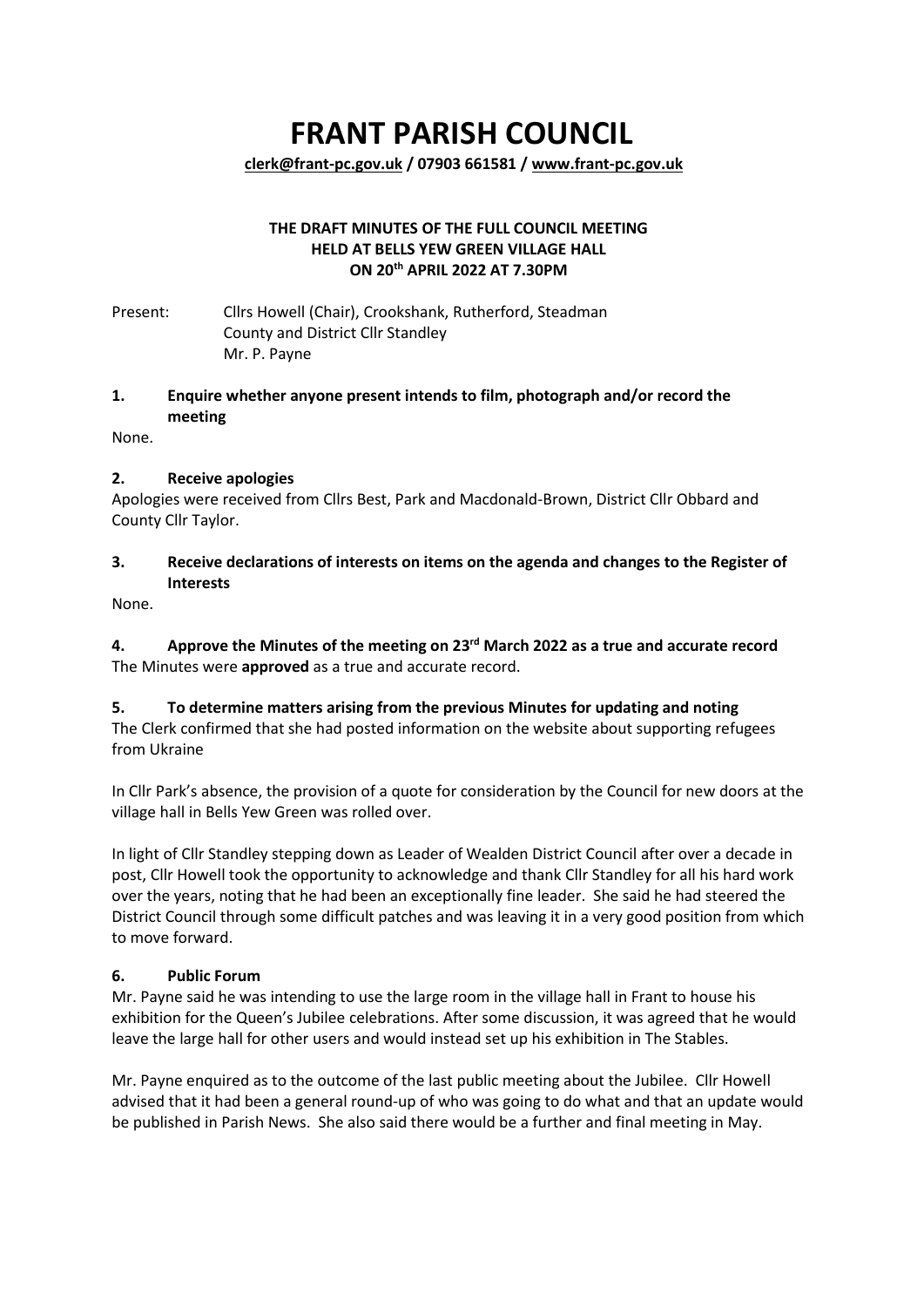# FRANT PARISH COUNCIL

**clerk@frant-pc.gov.uk / 07903 661581 / www.frant-pc.gov.uk**

**THE DRAFT MINUTES OF THE FULL COUNCIL MEETING HELD AT BELLS YEW GREEN VILLAGE HALL ON 20th APRIL 2022 AT 7.30PM**

Present: Cllrs Howell (Chair), Crookshank, Rutherford, Steadman
County and District Cllr Standley
Mr. P. Payne

**1. Enquire whether anyone present intends to film, photograph and/or record the meeting**

None.

**2. Receive apologies**

Apologies were received from Cllrs Best, Park and Macdonald-Brown, District Cllr Obbard and County Cllr Taylor.

**3. Receive declarations of interests on items on the agenda and changes to the Register of Interests**

None.

**4. Approve the Minutes of the meeting on 23rd March 2022 as a true and accurate record**

The Minutes were **approved** as a true and accurate record.

**5. To determine matters arising from the previous Minutes for updating and noting**

The Clerk confirmed that she had posted information on the website about supporting refugees from Ukraine

In Cllr Park's absence, the provision of a quote for consideration by the Council for new doors at the village hall in Bells Yew Green was rolled over.

In light of Cllr Standley stepping down as Leader of Wealden District Council after over a decade in post, Cllr Howell took the opportunity to acknowledge and thank Cllr Standley for all his hard work over the years, noting that he had been an exceptionally fine leader. She said he had steered the District Council through some difficult patches and was leaving it in a very good position from which to move forward.

**6. Public Forum**

Mr. Payne said he was intending to use the large room in the village hall in Frant to house his exhibition for the Queen's Jubilee celebrations. After some discussion, it was agreed that he would leave the large hall for other users and would instead set up his exhibition in The Stables.

Mr. Payne enquired as to the outcome of the last public meeting about the Jubilee. Cllr Howell advised that it had been a general round-up of who was going to do what and that an update would be published in Parish News. She also said there would be a further and final meeting in May.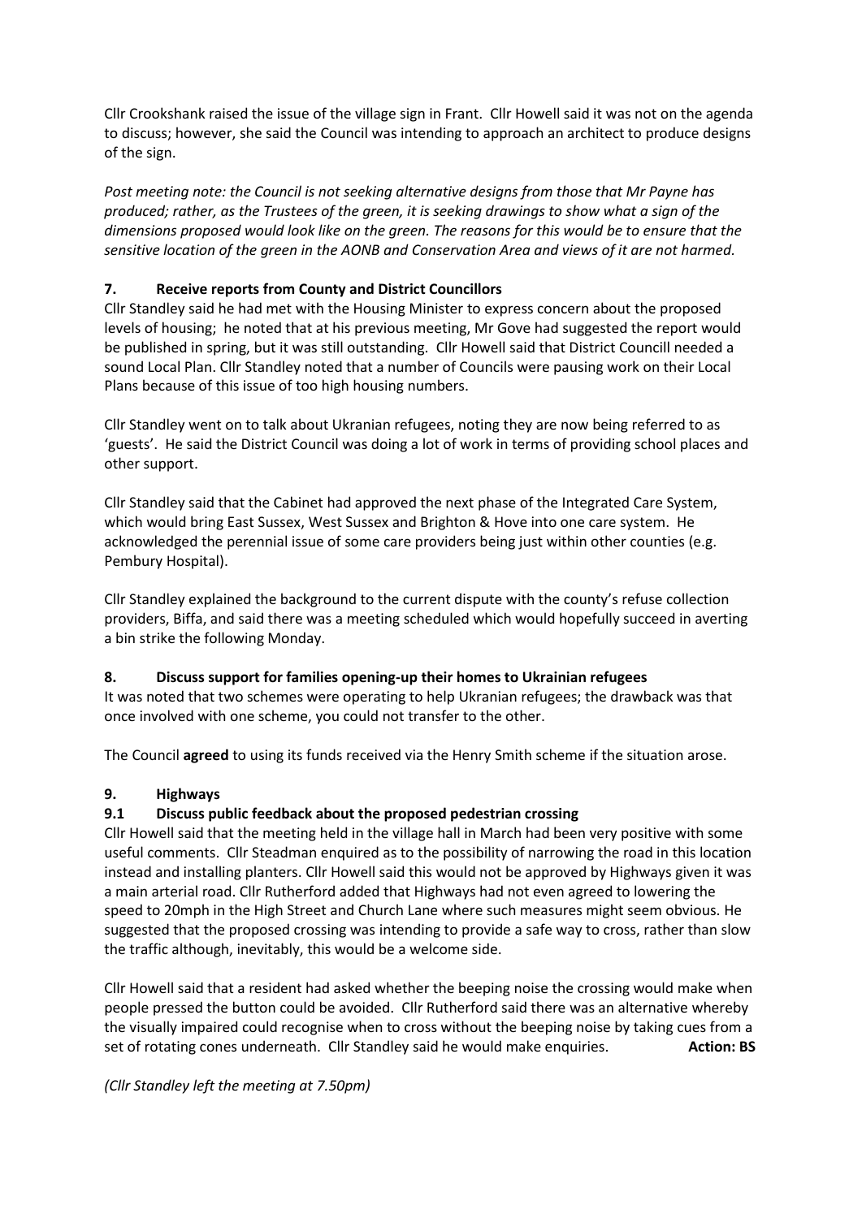Cllr Crookshank raised the issue of the village sign in Frant. Cllr Howell said it was not on the agenda to discuss; however, she said the Council was intending to approach an architect to produce designs of the sign.

*Post meeting note: the Council is not seeking alternative designs from those that Mr Payne has produced; rather, as the Trustees of the green, it is seeking drawings to show what a sign of the dimensions proposed would look like on the green. The reasons for this would be to ensure that the sensitive location of the green in the AONB and Conservation Area and views of it are not harmed.*

### 7. Receive reports from County and District Councillors

Cllr Standley said he had met with the Housing Minister to express concern about the proposed levels of housing; he noted that at his previous meeting, Mr Gove had suggested the report would be published in spring, but it was still outstanding. Cllr Howell said that District Councill needed a sound Local Plan. Cllr Standley noted that a number of Councils were pausing work on their Local Plans because of this issue of too high housing numbers.

Cllr Standley went on to talk about Ukranian refugees, noting they are now being referred to as 'guests'. He said the District Council was doing a lot of work in terms of providing school places and other support.

Cllr Standley said that the Cabinet had approved the next phase of the Integrated Care System, which would bring East Sussex, West Sussex and Brighton & Hove into one care system. He acknowledged the perennial issue of some care providers being just within other counties (e.g. Pembury Hospital).

Cllr Standley explained the background to the current dispute with the county's refuse collection providers, Biffa, and said there was a meeting scheduled which would hopefully succeed in averting a bin strike the following Monday.

### 8. Discuss support for families opening-up their homes to Ukrainian refugees

It was noted that two schemes were operating to help Ukranian refugees; the drawback was that once involved with one scheme, you could not transfer to the other.

The Council **agreed** to using its funds received via the Henry Smith scheme if the situation arose.

### 9. Highways

### 9.1 Discuss public feedback about the proposed pedestrian crossing

Cllr Howell said that the meeting held in the village hall in March had been very positive with some useful comments. Cllr Steadman enquired as to the possibility of narrowing the road in this location instead and installing planters. Cllr Howell said this would not be approved by Highways given it was a main arterial road. Cllr Rutherford added that Highways had not even agreed to lowering the speed to 20mph in the High Street and Church Lane where such measures might seem obvious. He suggested that the proposed crossing was intending to provide a safe way to cross, rather than slow the traffic although, inevitably, this would be a welcome side.

Cllr Howell said that a resident had asked whether the beeping noise the crossing would make when people pressed the button could be avoided. Cllr Rutherford said there was an alternative whereby the visually impaired could recognise when to cross without the beeping noise by taking cues from a set of rotating cones underneath. Cllr Standley said he would make enquiries. **Action: BS**

*(Cllr Standley left the meeting at 7.50pm)*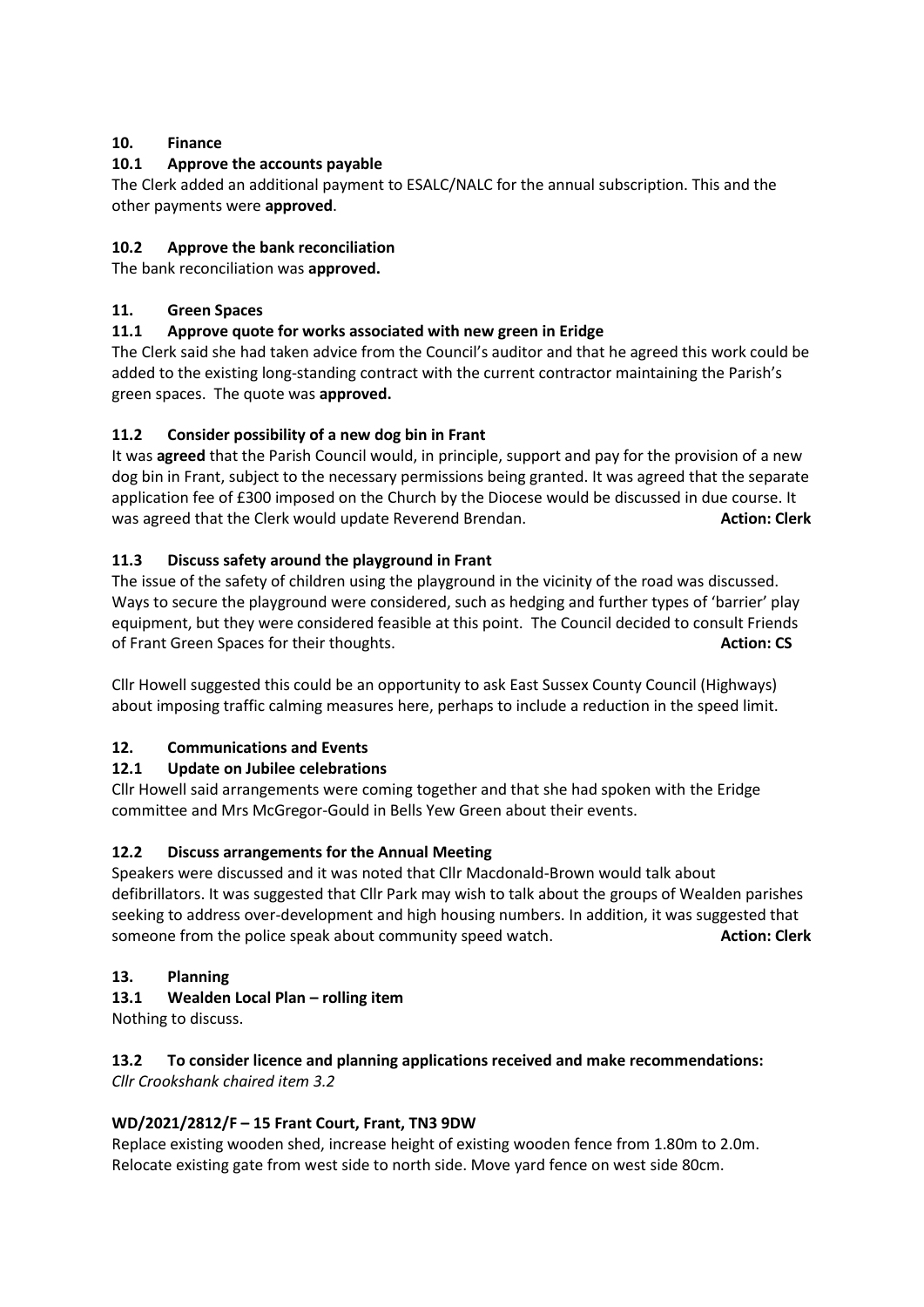## 10. Finance

### 10.1 Approve the accounts payable

The Clerk added an additional payment to ESALC/NALC for the annual subscription. This and the other payments were **approved**.

### 10.2 Approve the bank reconciliation

The bank reconciliation was **approved.**

## 11. Green Spaces

### 11.1 Approve quote for works associated with new green in Eridge

The Clerk said she had taken advice from the Council's auditor and that he agreed this work could be added to the existing long-standing contract with the current contractor maintaining the Parish's green spaces. The quote was **approved.**

### 11.2 Consider possibility of a new dog bin in Frant

It was **agreed** that the Parish Council would, in principle, support and pay for the provision of a new dog bin in Frant, subject to the necessary permissions being granted. It was agreed that the separate application fee of £300 imposed on the Church by the Diocese would be discussed in due course. It was agreed that the Clerk would update Reverend Brendan. **Action: Clerk**

### 11.3 Discuss safety around the playground in Frant

The issue of the safety of children using the playground in the vicinity of the road was discussed. Ways to secure the playground were considered, such as hedging and further types of 'barrier' play equipment, but they were considered feasible at this point. The Council decided to consult Friends of Frant Green Spaces for their thoughts. **Action: CS**

Cllr Howell suggested this could be an opportunity to ask East Sussex County Council (Highways) about imposing traffic calming measures here, perhaps to include a reduction in the speed limit.

## 12. Communications and Events

### 12.1 Update on Jubilee celebrations

Cllr Howell said arrangements were coming together and that she had spoken with the Eridge committee and Mrs McGregor-Gould in Bells Yew Green about their events.

### 12.2 Discuss arrangements for the Annual Meeting

Speakers were discussed and it was noted that Cllr Macdonald-Brown would talk about defibrillators. It was suggested that Cllr Park may wish to talk about the groups of Wealden parishes seeking to address over-development and high housing numbers. In addition, it was suggested that someone from the police speak about community speed watch. **Action: Clerk**

## 13. Planning

### 13.1 Wealden Local Plan – rolling item

Nothing to discuss.

### 13.2 To consider licence and planning applications received and make recommendations:

*Cllr Crookshank chaired item 3.2*

**WD/2021/2812/F – 15 Frant Court, Frant, TN3 9DW**

Replace existing wooden shed, increase height of existing wooden fence from 1.80m to 2.0m. Relocate existing gate from west side to north side. Move yard fence on west side 80cm.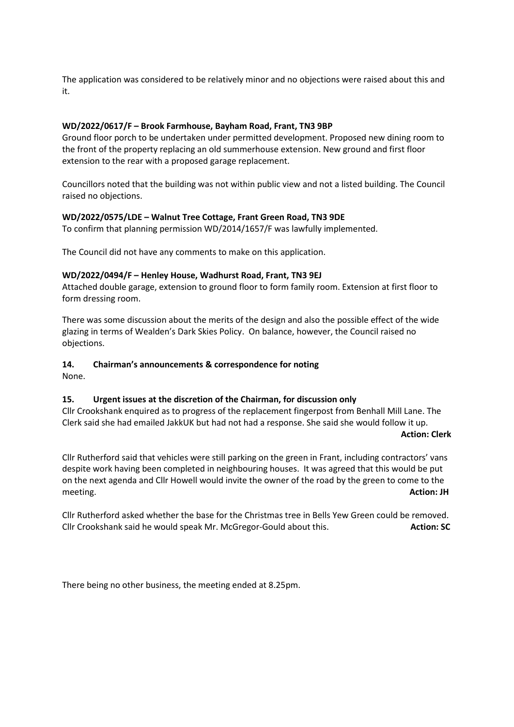The application was considered to be relatively minor and no objections were raised about this and it.

**WD/2022/0617/F – Brook Farmhouse, Bayham Road, Frant, TN3 9BP**
Ground floor porch to be undertaken under permitted development. Proposed new dining room to the front of the property replacing an old summerhouse extension. New ground and first floor extension to the rear with a proposed garage replacement.

Councillors noted that the building was not within public view and not a listed building. The Council raised no objections.

**WD/2022/0575/LDE – Walnut Tree Cottage, Frant Green Road, TN3 9DE**
To confirm that planning permission WD/2014/1657/F was lawfully implemented.

The Council did not have any comments to make on this application.

**WD/2022/0494/F – Henley House, Wadhurst Road, Frant, TN3 9EJ**
Attached double garage, extension to ground floor to form family room. Extension at first floor to form dressing room.

There was some discussion about the merits of the design and also the possible effect of the wide glazing in terms of Wealden's Dark Skies Policy. On balance, however, the Council raised no objections.

**14. Chairman's announcements & correspondence for noting**
None.

**15. Urgent issues at the discretion of the Chairman, for discussion only**
Cllr Crookshank enquired as to progress of the replacement fingerpost from Benhall Mill Lane. The Clerk said she had emailed JakkUK but had not had a response. She said she would follow it up.

**Action: Clerk**

Cllr Rutherford said that vehicles were still parking on the green in Frant, including contractors' vans despite work having been completed in neighbouring houses. It was agreed that this would be put on the next agenda and Cllr Howell would invite the owner of the road by the green to come to the meeting. **Action: JH**

Cllr Rutherford asked whether the base for the Christmas tree in Bells Yew Green could be removed. Cllr Crookshank said he would speak Mr. McGregor-Gould about this. **Action: SC**

There being no other business, the meeting ended at 8.25pm.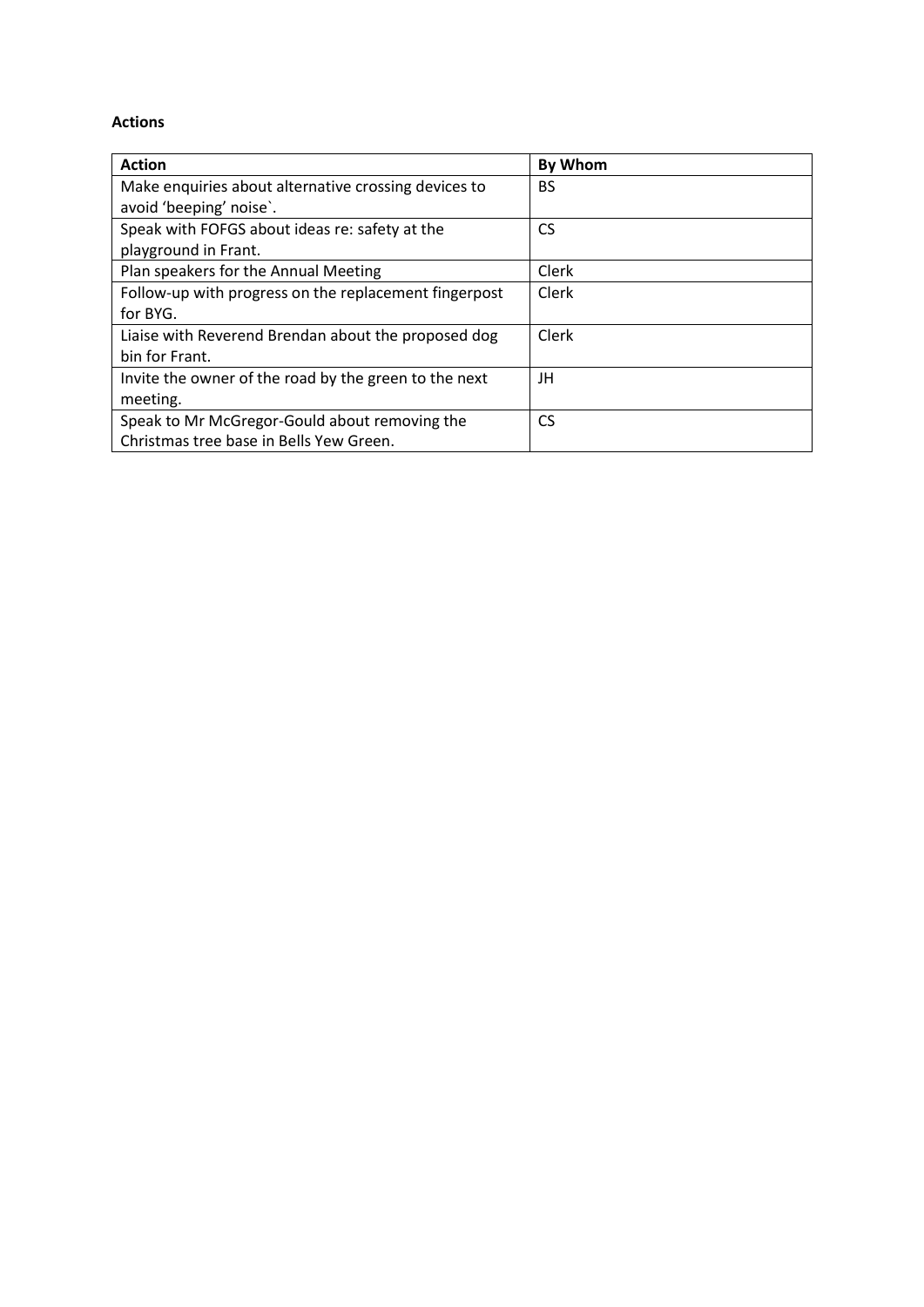**Actions**

| Action | By Whom |
| --- | --- |
| Make enquiries about alternative crossing devices to avoid 'beeping' noise`. | BS |
| Speak with FOFGS about ideas re: safety at the playground in Frant. | CS |
| Plan speakers for the Annual Meeting | Clerk |
| Follow-up with progress on the replacement fingerpost for BYG. | Clerk |
| Liaise with Reverend Brendan about the proposed dog bin for Frant. | Clerk |
| Invite the owner of the road by the green to the next meeting. | JH |
| Speak to Mr McGregor-Gould about removing the Christmas tree base in Bells Yew Green. | CS |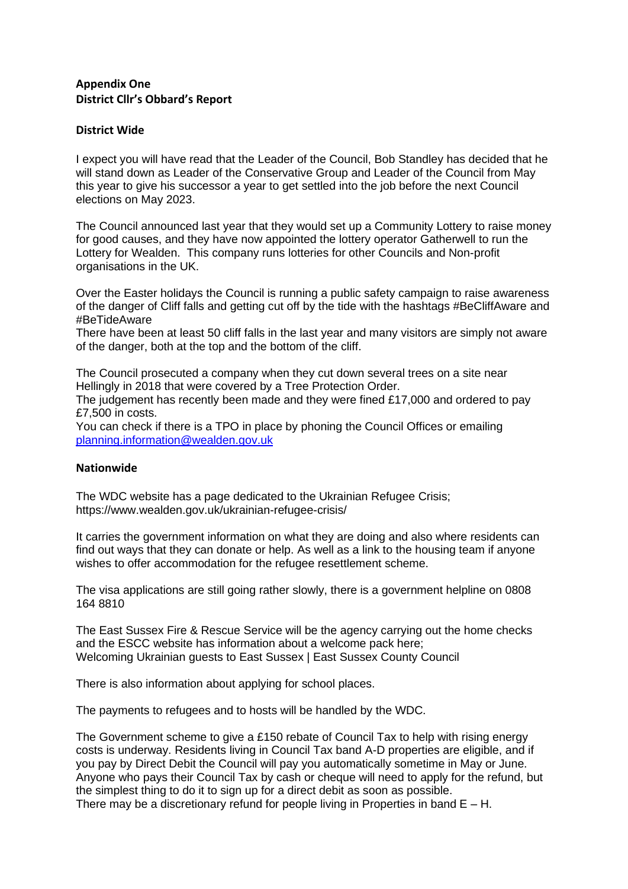**Appendix One**
**District Cllr's Obbard's Report**

**District Wide**

I expect you will have read that the Leader of the Council, Bob Standley has decided that he will stand down as Leader of the Conservative Group and Leader of the Council from May this year to give his successor a year to get settled into the job before the next Council elections on May 2023.

The Council announced last year that they would set up a Community Lottery to raise money for good causes, and they have now appointed the lottery operator Gatherwell to run the Lottery for Wealden. This company runs lotteries for other Councils and Non-profit organisations in the UK.

Over the Easter holidays the Council is running a public safety campaign to raise awareness of the danger of Cliff falls and getting cut off by the tide with the hashtags #BeCliffAware and #BeTideAware
There have been at least 50 cliff falls in the last year and many visitors are simply not aware of the danger, both at the top and the bottom of the cliff.

The Council prosecuted a company when they cut down several trees on a site near Hellingly in 2018 that were covered by a Tree Protection Order.
The judgement has recently been made and they were fined £17,000 and ordered to pay £7,500 in costs.
You can check if there is a TPO in place by phoning the Council Offices or emailing [planning.information@wealden.gov.uk](mailto:planning.information@wealden.gov.uk)

**Nationwide**

The WDC website has a page dedicated to the Ukrainian Refugee Crisis;
https://www.wealden.gov.uk/ukrainian-refugee-crisis/

It carries the government information on what they are doing and also where residents can find out ways that they can donate or help. As well as a link to the housing team if anyone wishes to offer accommodation for the refugee resettlement scheme.

The visa applications are still going rather slowly, there is a government helpline on 0808 164 8810

The East Sussex Fire & Rescue Service will be the agency carrying out the home checks and the ESCC website has information about a welcome pack here;
Welcoming Ukrainian guests to East Sussex | East Sussex County Council

There is also information about applying for school places.

The payments to refugees and to hosts will be handled by the WDC.

The Government scheme to give a £150 rebate of Council Tax to help with rising energy costs is underway. Residents living in Council Tax band A-D properties are eligible, and if you pay by Direct Debit the Council will pay you automatically sometime in May or June. Anyone who pays their Council Tax by cash or cheque will need to apply for the refund, but the simplest thing to do it to sign up for a direct debit as soon as possible.
There may be a discretionary refund for people living in Properties in band E – H.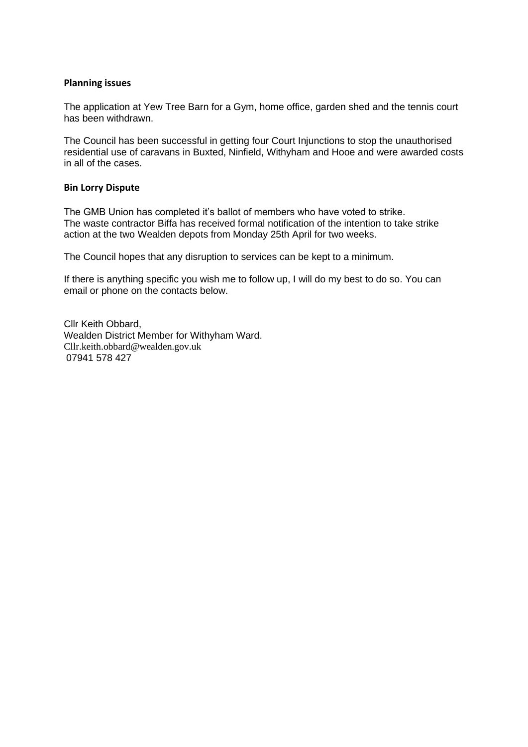**Planning issues**

The application at Yew Tree Barn for a Gym, home office, garden shed and the tennis court has been withdrawn.

The Council has been successful in getting four Court Injunctions to stop the unauthorised residential use of caravans in Buxted, Ninfield, Withyham and Hooe and were awarded costs in all of the cases.

**Bin Lorry Dispute**

The GMB Union has completed it's ballot of members who have voted to strike.
The waste contractor Biffa has received formal notification of the intention to take strike action at the two Wealden depots from Monday 25th April for two weeks.

The Council hopes that any disruption to services can be kept to a minimum.

If there is anything specific you wish me to follow up, I will do my best to do so. You can email or phone on the contacts below.

Cllr Keith Obbard,
Wealden District Member for Withyham Ward.
Cllr.keith.obbard@wealden.gov.uk
07941 578 427